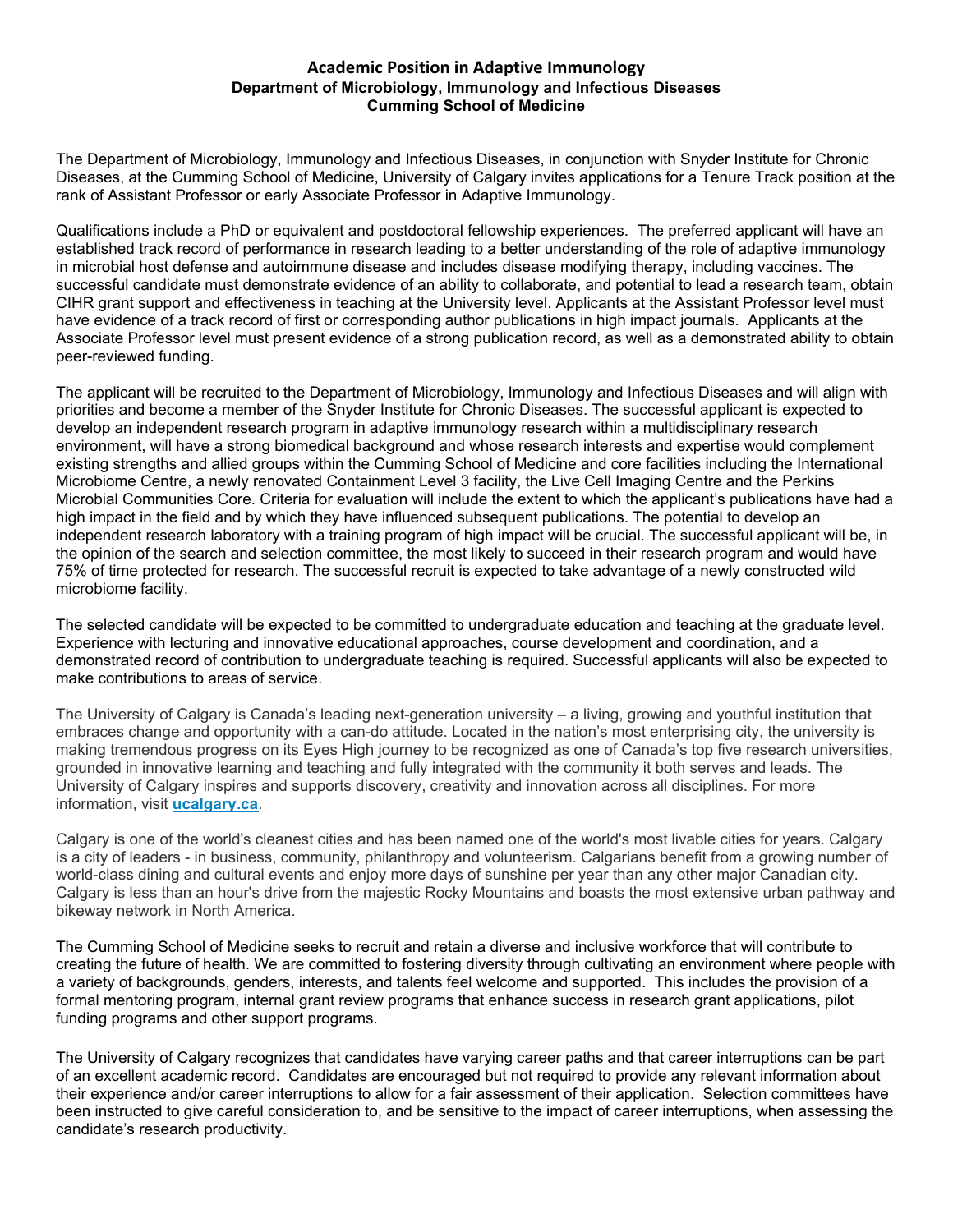# Academic Position in Adaptive Immunology
## Department of Microbiology, Immunology and Infectious Diseases
## Cumming School of Medicine

The Department of Microbiology, Immunology and Infectious Diseases, in conjunction with Snyder Institute for Chronic Diseases, at the Cumming School of Medicine, University of Calgary invites applications for a Tenure Track position at the rank of Assistant Professor or early Associate Professor in Adaptive Immunology.

Qualifications include a PhD or equivalent and postdoctoral fellowship experiences. The preferred applicant will have an established track record of performance in research leading to a better understanding of the role of adaptive immunology in microbial host defense and autoimmune disease and includes disease modifying therapy, including vaccines. The successful candidate must demonstrate evidence of an ability to collaborate, and potential to lead a research team, obtain CIHR grant support and effectiveness in teaching at the University level. Applicants at the Assistant Professor level must have evidence of a track record of first or corresponding author publications in high impact journals. Applicants at the Associate Professor level must present evidence of a strong publication record, as well as a demonstrated ability to obtain peer-reviewed funding.

The applicant will be recruited to the Department of Microbiology, Immunology and Infectious Diseases and will align with priorities and become a member of the Snyder Institute for Chronic Diseases. The successful applicant is expected to develop an independent research program in adaptive immunology research within a multidisciplinary research environment, will have a strong biomedical background and whose research interests and expertise would complement existing strengths and allied groups within the Cumming School of Medicine and core facilities including the International Microbiome Centre, a newly renovated Containment Level 3 facility, the Live Cell Imaging Centre and the Perkins Microbial Communities Core. Criteria for evaluation will include the extent to which the applicant's publications have had a high impact in the field and by which they have influenced subsequent publications. The potential to develop an independent research laboratory with a training program of high impact will be crucial. The successful applicant will be, in the opinion of the search and selection committee, the most likely to succeed in their research program and would have 75% of time protected for research. The successful recruit is expected to take advantage of a newly constructed wild microbiome facility.

The selected candidate will be expected to be committed to undergraduate education and teaching at the graduate level. Experience with lecturing and innovative educational approaches, course development and coordination, and a demonstrated record of contribution to undergraduate teaching is required. Successful applicants will also be expected to make contributions to areas of service.

The University of Calgary is Canada's leading next-generation university – a living, growing and youthful institution that embraces change and opportunity with a can-do attitude. Located in the nation's most enterprising city, the university is making tremendous progress on its Eyes High journey to be recognized as one of Canada's top five research universities, grounded in innovative learning and teaching and fully integrated with the community it both serves and leads. The University of Calgary inspires and supports discovery, creativity and innovation across all disciplines. For more information, visit **ucalgary.ca**.

Calgary is one of the world's cleanest cities and has been named one of the world's most livable cities for years. Calgary is a city of leaders - in business, community, philanthropy and volunteerism. Calgarians benefit from a growing number of world-class dining and cultural events and enjoy more days of sunshine per year than any other major Canadian city. Calgary is less than an hour's drive from the majestic Rocky Mountains and boasts the most extensive urban pathway and bikeway network in North America.

The Cumming School of Medicine seeks to recruit and retain a diverse and inclusive workforce that will contribute to creating the future of health. We are committed to fostering diversity through cultivating an environment where people with a variety of backgrounds, genders, interests, and talents feel welcome and supported. This includes the provision of a formal mentoring program, internal grant review programs that enhance success in research grant applications, pilot funding programs and other support programs.

The University of Calgary recognizes that candidates have varying career paths and that career interruptions can be part of an excellent academic record. Candidates are encouraged but not required to provide any relevant information about their experience and/or career interruptions to allow for a fair assessment of their application. Selection committees have been instructed to give careful consideration to, and be sensitive to the impact of career interruptions, when assessing the candidate's research productivity.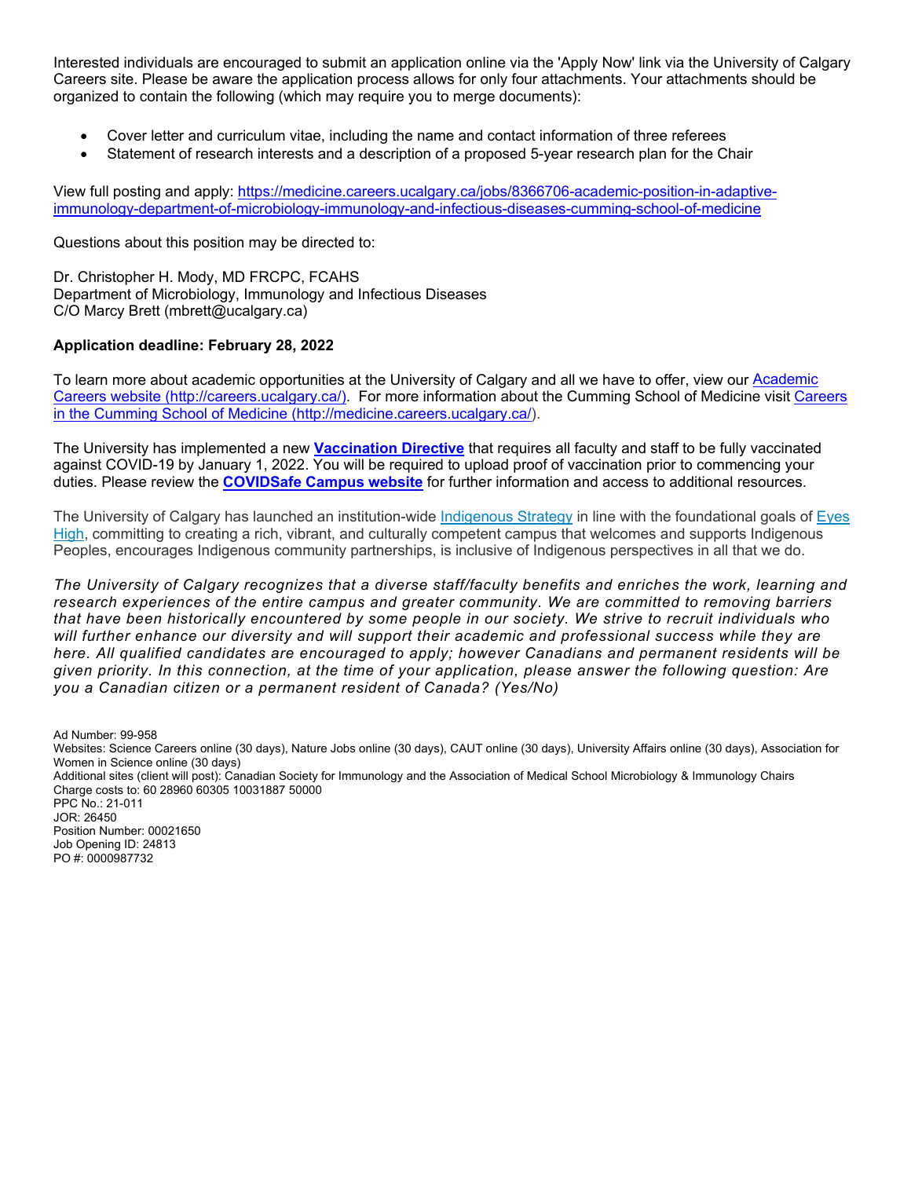Interested individuals are encouraged to submit an application online via the 'Apply Now' link via the University of Calgary Careers site. Please be aware the application process allows for only four attachments. Your attachments should be organized to contain the following (which may require you to merge documents):

- Cover letter and curriculum vitae, including the name and contact information of three referees
- Statement of research interests and a description of a proposed 5-year research plan for the Chair

View full posting and apply: [https://medicine.careers.ucalgary.ca/jobs/8366706-academic-position-in-adaptive-immunology-department-of-microbiology-immunology-and-infectious-diseases-cumming-school-of-medicine](https://medicine.careers.ucalgary.ca/jobs/8366706-academic-position-in-adaptive-immunology-department-of-microbiology-immunology-and-infectious-diseases-cumming-school-of-medicine)

Questions about this position may be directed to:

Dr. Christopher H. Mody, MD FRCPC, FCAHS
Department of Microbiology, Immunology and Infectious Diseases
C/O Marcy Brett (mbrett@ucalgary.ca)

**Application deadline: February 28, 2022**

To learn more about academic opportunities at the University of Calgary and all we have to offer, view our [Academic Careers website (http://careers.ucalgary.ca/)](http://careers.ucalgary.ca/). For more information about the Cumming School of Medicine visit [Careers in the Cumming School of Medicine (http://medicine.careers.ucalgary.ca/)](http://medicine.careers.ucalgary.ca/).

The University has implemented a new **Vaccination Directive** that requires all faculty and staff to be fully vaccinated against COVID-19 by January 1, 2022. You will be required to upload proof of vaccination prior to commencing your duties. Please review the **COVIDSafe Campus website** for further information and access to additional resources.

The University of Calgary has launched an institution-wide Indigenous Strategy in line with the foundational goals of Eyes High, committing to creating a rich, vibrant, and culturally competent campus that welcomes and supports Indigenous Peoples, encourages Indigenous community partnerships, is inclusive of Indigenous perspectives in all that we do.

*The University of Calgary recognizes that a diverse staff/faculty benefits and enriches the work, learning and research experiences of the entire campus and greater community. We are committed to removing barriers that have been historically encountered by some people in our society. We strive to recruit individuals who will further enhance our diversity and will support their academic and professional success while they are here. All qualified candidates are encouraged to apply; however Canadians and permanent residents will be given priority. In this connection, at the time of your application, please answer the following question: Are you a Canadian citizen or a permanent resident of Canada? (Yes/No)*

Ad Number: 99-958
Websites: Science Careers online (30 days), Nature Jobs online (30 days), CAUT online (30 days), University Affairs online (30 days), Association for Women in Science online (30 days)
Additional sites (client will post): Canadian Society for Immunology and the Association of Medical School Microbiology & Immunology Chairs
Charge costs to: 60 28960 60305 10031887 50000
PPC No.: 21-011
JOR: 26450
Position Number: 00021650
Job Opening ID: 24813
PO #: 0000987732